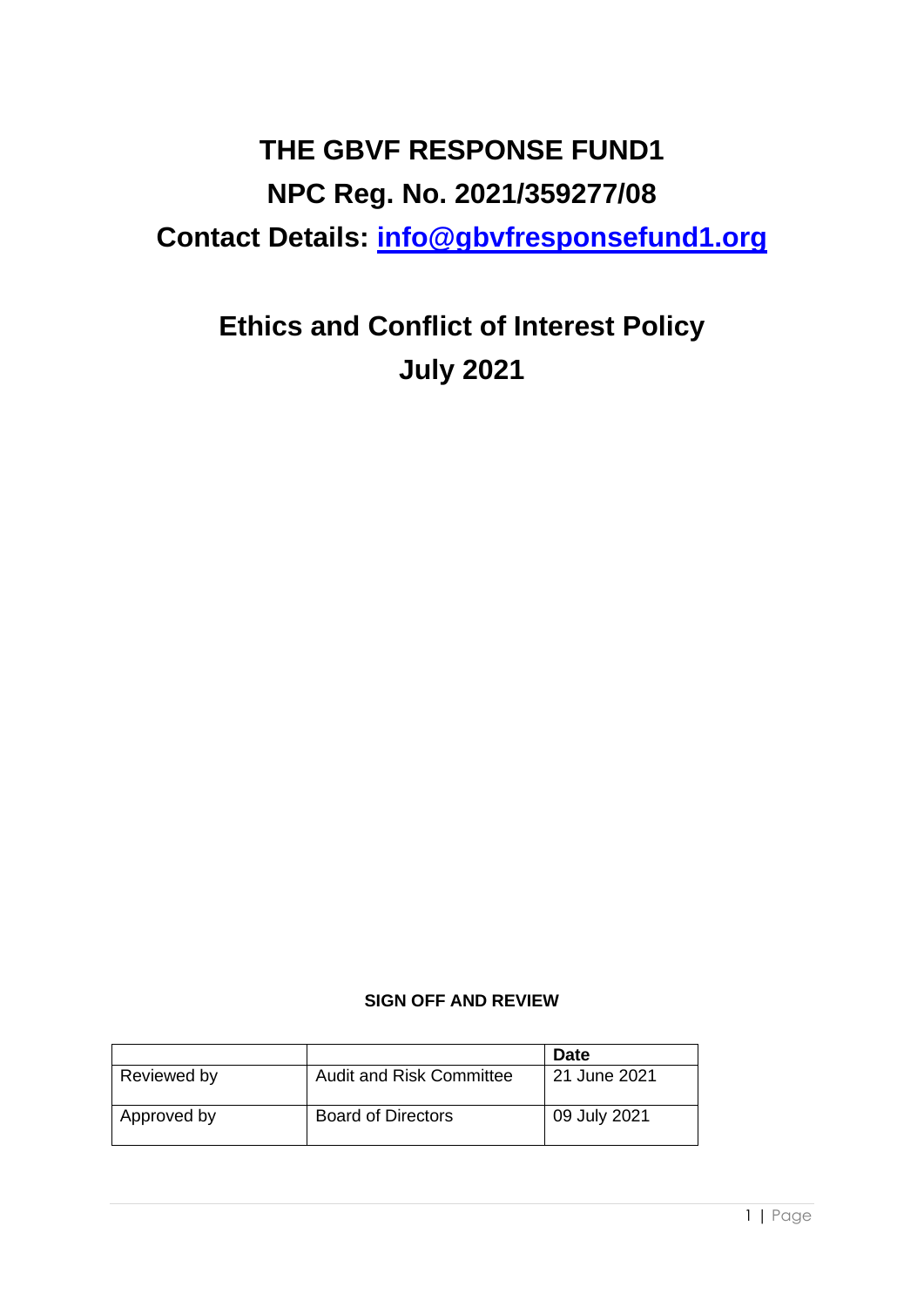# THE GBVF RESPONSE FUND1

## NPC Reg. No. 2021/359277/08

## Contact Details: info@gbvfresponsefund1.org

# Ethics and Conflict of Interest Policy

## July 2021

**SIGN OFF AND REVIEW**

| | | **Date** |
|---|---|---|
| Reviewed by | Audit and Risk Committee | 21 June 2021 |
| Approved by | Board of Directors | 09 July 2021 |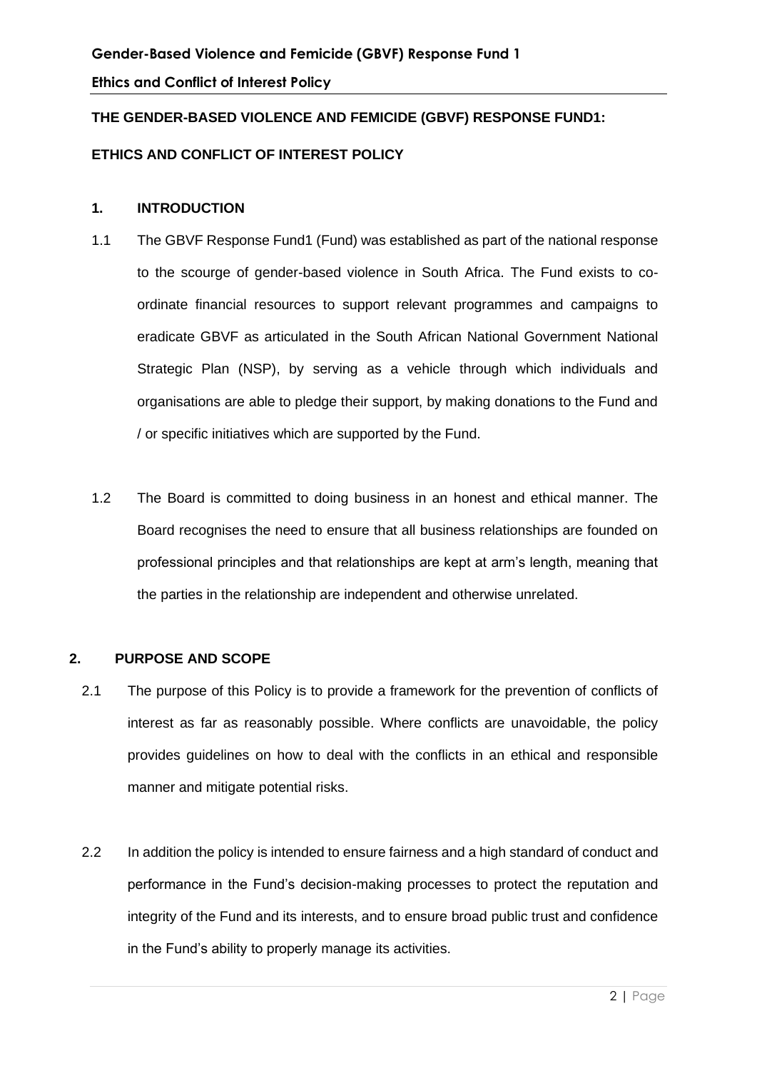# THE GENDER-BASED VIOLENCE AND FEMICIDE (GBVF) RESPONSE FUND1:

# ETHICS AND CONFLICT OF INTEREST POLICY

## 1. INTRODUCTION

1.1 The GBVF Response Fund1 (Fund) was established as part of the national response to the scourge of gender-based violence in South Africa. The Fund exists to co-ordinate financial resources to support relevant programmes and campaigns to eradicate GBVF as articulated in the South African National Government National Strategic Plan (NSP), by serving as a vehicle through which individuals and organisations are able to pledge their support, by making donations to the Fund and / or specific initiatives which are supported by the Fund.

1.2 The Board is committed to doing business in an honest and ethical manner. The Board recognises the need to ensure that all business relationships are founded on professional principles and that relationships are kept at arm's length, meaning that the parties in the relationship are independent and otherwise unrelated.

## 2. PURPOSE AND SCOPE

2.1 The purpose of this Policy is to provide a framework for the prevention of conflicts of interest as far as reasonably possible. Where conflicts are unavoidable, the policy provides guidelines on how to deal with the conflicts in an ethical and responsible manner and mitigate potential risks.

2.2 In addition the policy is intended to ensure fairness and a high standard of conduct and performance in the Fund's decision-making processes to protect the reputation and integrity of the Fund and its interests, and to ensure broad public trust and confidence in the Fund's ability to properly manage its activities.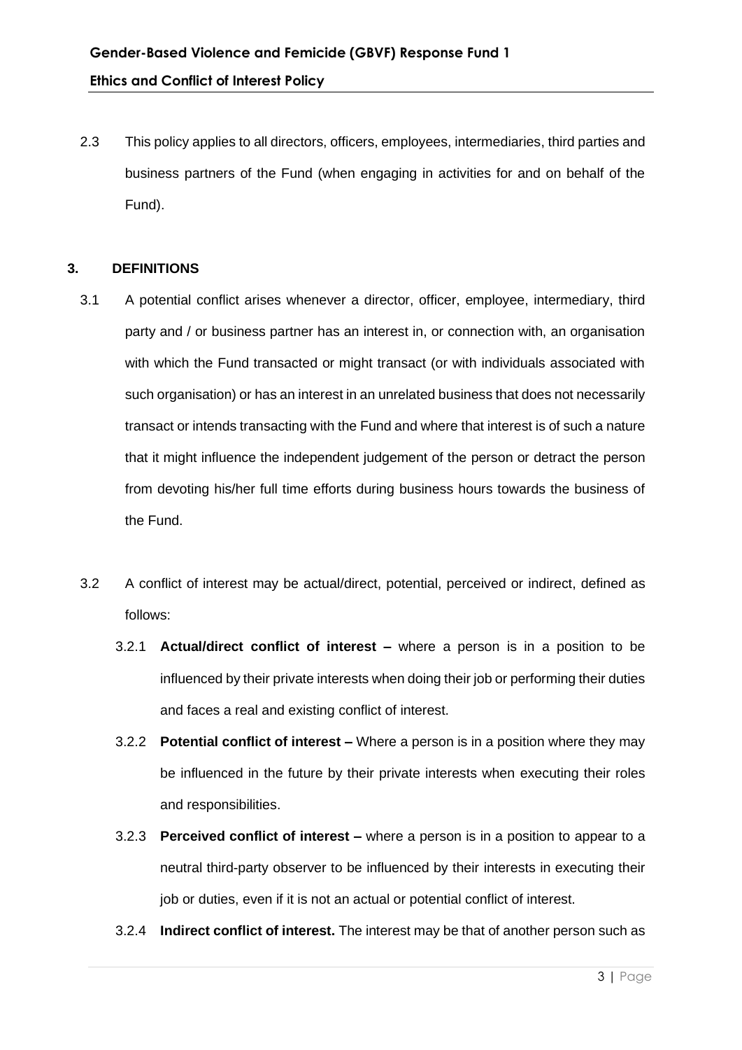2.3 This policy applies to all directors, officers, employees, intermediaries, third parties and business partners of the Fund (when engaging in activities for and on behalf of the Fund).

## 3. DEFINITIONS

3.1 A potential conflict arises whenever a director, officer, employee, intermediary, third party and / or business partner has an interest in, or connection with, an organisation with which the Fund transacted or might transact (or with individuals associated with such organisation) or has an interest in an unrelated business that does not necessarily transact or intends transacting with the Fund and where that interest is of such a nature that it might influence the independent judgement of the person or detract the person from devoting his/her full time efforts during business hours towards the business of the Fund.

3.2 A conflict of interest may be actual/direct, potential, perceived or indirect, defined as follows:

3.2.1 **Actual/direct conflict of interest –** where a person is in a position to be influenced by their private interests when doing their job or performing their duties and faces a real and existing conflict of interest.

3.2.2 **Potential conflict of interest –** Where a person is in a position where they may be influenced in the future by their private interests when executing their roles and responsibilities.

3.2.3 **Perceived conflict of interest –** where a person is in a position to appear to a neutral third-party observer to be influenced by their interests in executing their job or duties, even if it is not an actual or potential conflict of interest.

3.2.4 **Indirect conflict of interest.** The interest may be that of another person such as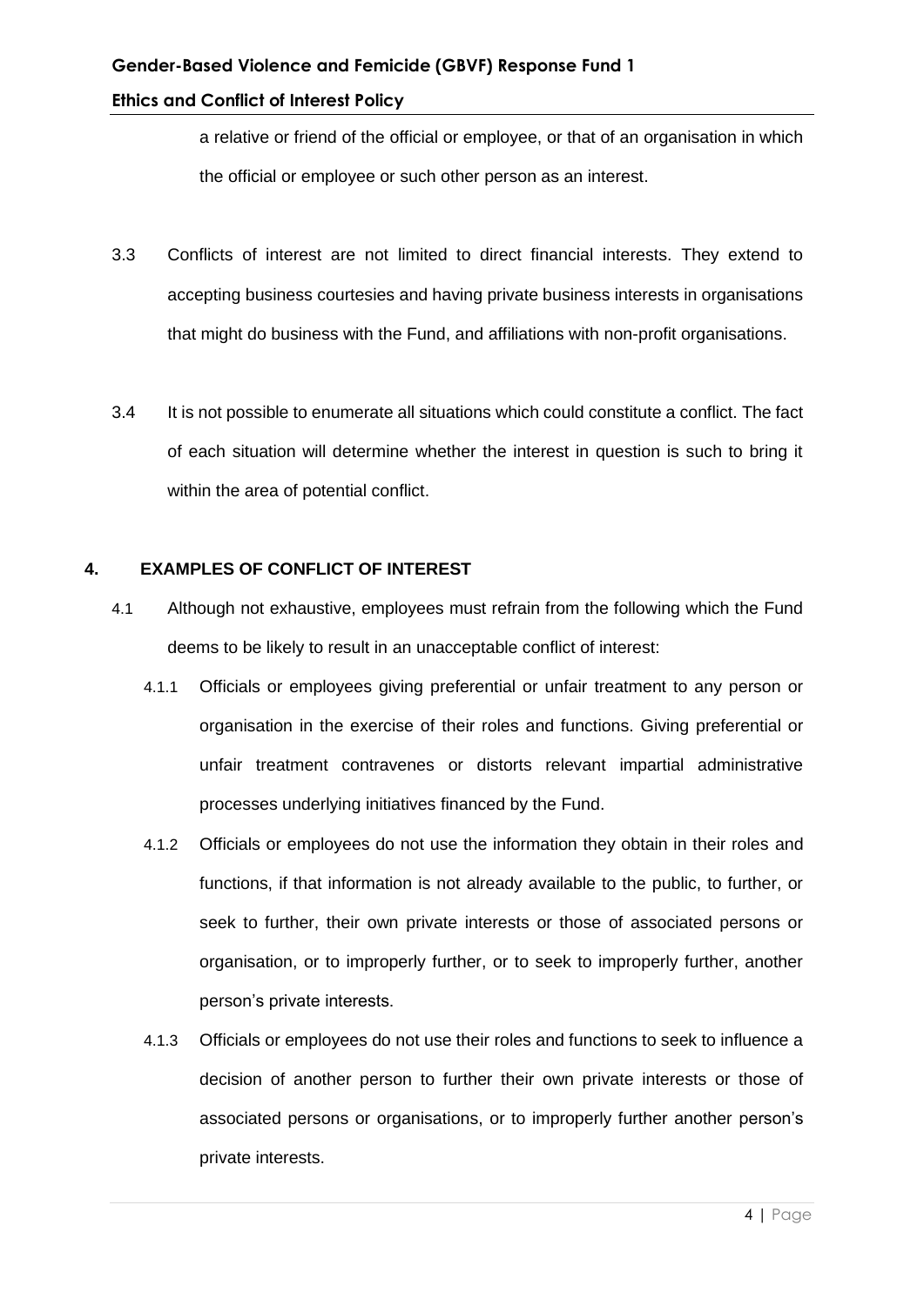a relative or friend of the official or employee, or that of an organisation in which the official or employee or such other person as an interest.

3.3 Conflicts of interest are not limited to direct financial interests. They extend to accepting business courtesies and having private business interests in organisations that might do business with the Fund, and affiliations with non-profit organisations.

3.4 It is not possible to enumerate all situations which could constitute a conflict. The fact of each situation will determine whether the interest in question is such to bring it within the area of potential conflict.

## 4. EXAMPLES OF CONFLICT OF INTEREST

4.1 Although not exhaustive, employees must refrain from the following which the Fund deems to be likely to result in an unacceptable conflict of interest:

4.1.1 Officials or employees giving preferential or unfair treatment to any person or organisation in the exercise of their roles and functions. Giving preferential or unfair treatment contravenes or distorts relevant impartial administrative processes underlying initiatives financed by the Fund.

4.1.2 Officials or employees do not use the information they obtain in their roles and functions, if that information is not already available to the public, to further, or seek to further, their own private interests or those of associated persons or organisation, or to improperly further, or to seek to improperly further, another person's private interests.

4.1.3 Officials or employees do not use their roles and functions to seek to influence a decision of another person to further their own private interests or those of associated persons or organisations, or to improperly further another person's private interests.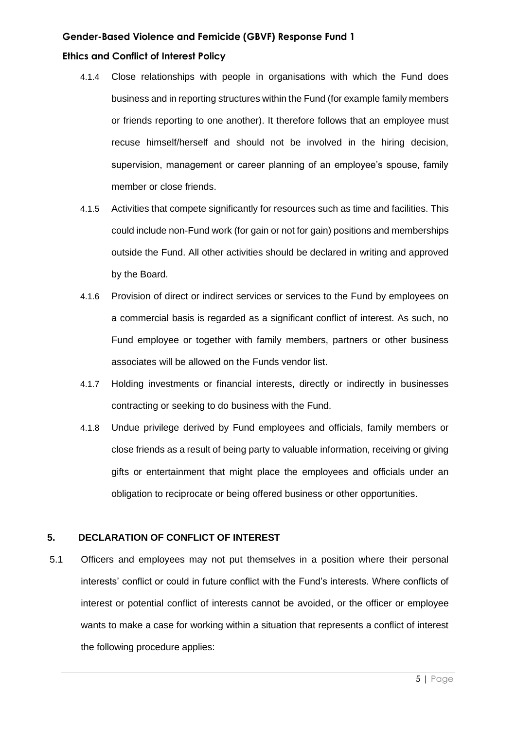4.1.4 Close relationships with people in organisations with which the Fund does business and in reporting structures within the Fund (for example family members or friends reporting to one another). It therefore follows that an employee must recuse himself/herself and should not be involved in the hiring decision, supervision, management or career planning of an employee's spouse, family member or close friends.

4.1.5 Activities that compete significantly for resources such as time and facilities. This could include non-Fund work (for gain or not for gain) positions and memberships outside the Fund. All other activities should be declared in writing and approved by the Board.

4.1.6 Provision of direct or indirect services or services to the Fund by employees on a commercial basis is regarded as a significant conflict of interest. As such, no Fund employee or together with family members, partners or other business associates will be allowed on the Funds vendor list.

4.1.7 Holding investments or financial interests, directly or indirectly in businesses contracting or seeking to do business with the Fund.

4.1.8 Undue privilege derived by Fund employees and officials, family members or close friends as a result of being party to valuable information, receiving or giving gifts or entertainment that might place the employees and officials under an obligation to reciprocate or being offered business or other opportunities.

## 5. DECLARATION OF CONFLICT OF INTEREST

5.1 Officers and employees may not put themselves in a position where their personal interests' conflict or could in future conflict with the Fund's interests. Where conflicts of interest or potential conflict of interests cannot be avoided, or the officer or employee wants to make a case for working within a situation that represents a conflict of interest the following procedure applies: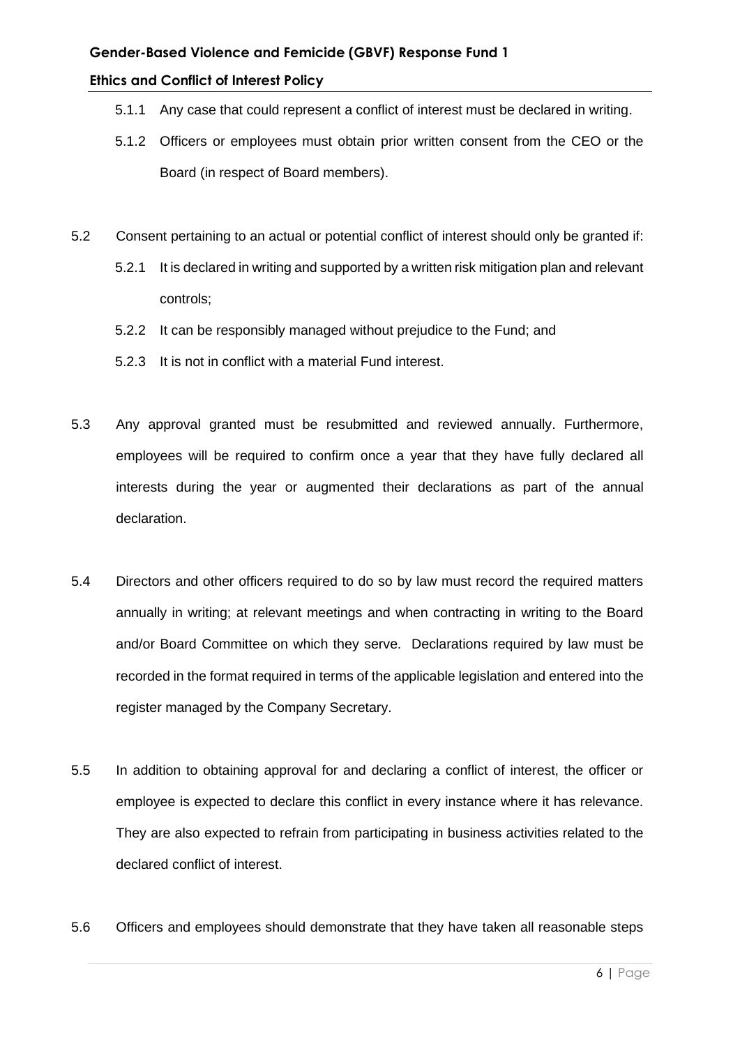5.1.1 Any case that could represent a conflict of interest must be declared in writing.

5.1.2 Officers or employees must obtain prior written consent from the CEO or the Board (in respect of Board members).

5.2 Consent pertaining to an actual or potential conflict of interest should only be granted if:

5.2.1 It is declared in writing and supported by a written risk mitigation plan and relevant controls;

5.2.2 It can be responsibly managed without prejudice to the Fund; and

5.2.3 It is not in conflict with a material Fund interest.

5.3 Any approval granted must be resubmitted and reviewed annually. Furthermore, employees will be required to confirm once a year that they have fully declared all interests during the year or augmented their declarations as part of the annual declaration.

5.4 Directors and other officers required to do so by law must record the required matters annually in writing; at relevant meetings and when contracting in writing to the Board and/or Board Committee on which they serve. Declarations required by law must be recorded in the format required in terms of the applicable legislation and entered into the register managed by the Company Secretary.

5.5 In addition to obtaining approval for and declaring a conflict of interest, the officer or employee is expected to declare this conflict in every instance where it has relevance. They are also expected to refrain from participating in business activities related to the declared conflict of interest.

5.6 Officers and employees should demonstrate that they have taken all reasonable steps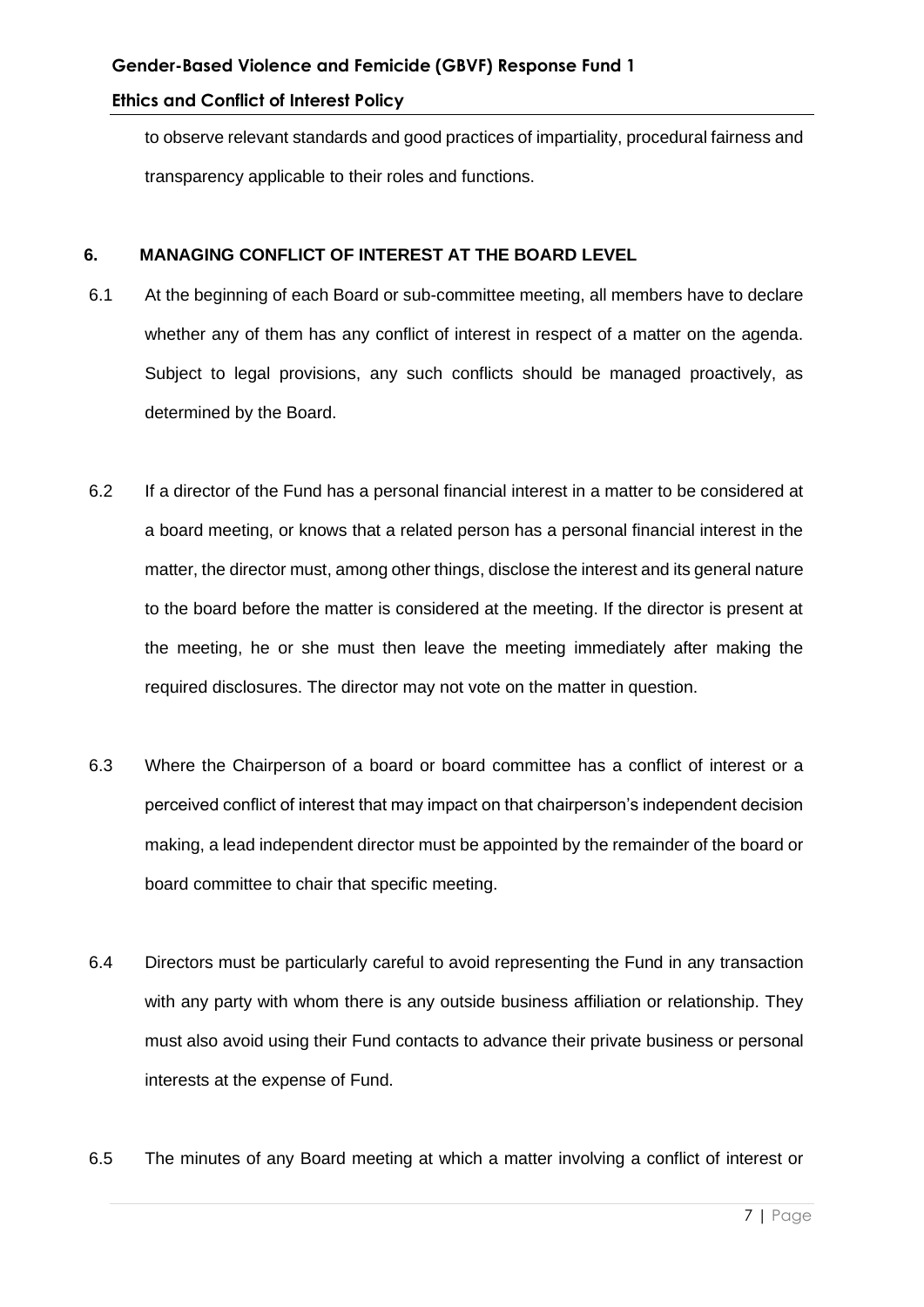to observe relevant standards and good practices of impartiality, procedural fairness and transparency applicable to their roles and functions.

## 6. MANAGING CONFLICT OF INTEREST AT THE BOARD LEVEL

6.1 At the beginning of each Board or sub-committee meeting, all members have to declare whether any of them has any conflict of interest in respect of a matter on the agenda. Subject to legal provisions, any such conflicts should be managed proactively, as determined by the Board.

6.2 If a director of the Fund has a personal financial interest in a matter to be considered at a board meeting, or knows that a related person has a personal financial interest in the matter, the director must, among other things, disclose the interest and its general nature to the board before the matter is considered at the meeting. If the director is present at the meeting, he or she must then leave the meeting immediately after making the required disclosures. The director may not vote on the matter in question.

6.3 Where the Chairperson of a board or board committee has a conflict of interest or a perceived conflict of interest that may impact on that chairperson's independent decision making, a lead independent director must be appointed by the remainder of the board or board committee to chair that specific meeting.

6.4 Directors must be particularly careful to avoid representing the Fund in any transaction with any party with whom there is any outside business affiliation or relationship. They must also avoid using their Fund contacts to advance their private business or personal interests at the expense of Fund.

6.5 The minutes of any Board meeting at which a matter involving a conflict of interest or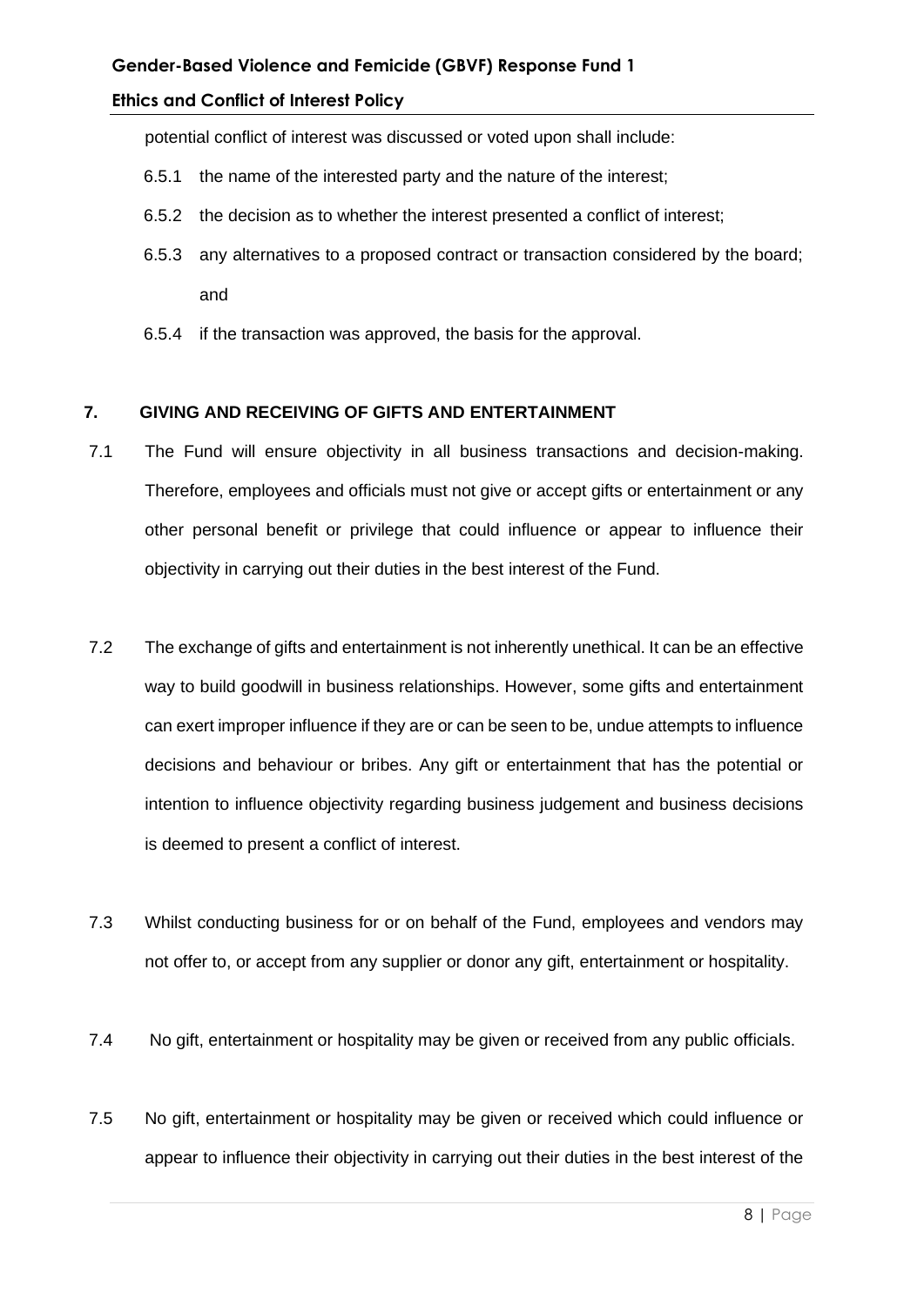potential conflict of interest was discussed or voted upon shall include:

6.5.1 the name of the interested party and the nature of the interest;

6.5.2 the decision as to whether the interest presented a conflict of interest;

6.5.3 any alternatives to a proposed contract or transaction considered by the board; and

6.5.4 if the transaction was approved, the basis for the approval.

## 7. GIVING AND RECEIVING OF GIFTS AND ENTERTAINMENT

7.1 The Fund will ensure objectivity in all business transactions and decision-making. Therefore, employees and officials must not give or accept gifts or entertainment or any other personal benefit or privilege that could influence or appear to influence their objectivity in carrying out their duties in the best interest of the Fund.

7.2 The exchange of gifts and entertainment is not inherently unethical. It can be an effective way to build goodwill in business relationships. However, some gifts and entertainment can exert improper influence if they are or can be seen to be, undue attempts to influence decisions and behaviour or bribes. Any gift or entertainment that has the potential or intention to influence objectivity regarding business judgement and business decisions is deemed to present a conflict of interest.

7.3 Whilst conducting business for or on behalf of the Fund, employees and vendors may not offer to, or accept from any supplier or donor any gift, entertainment or hospitality.

7.4 No gift, entertainment or hospitality may be given or received from any public officials.

7.5 No gift, entertainment or hospitality may be given or received which could influence or appear to influence their objectivity in carrying out their duties in the best interest of the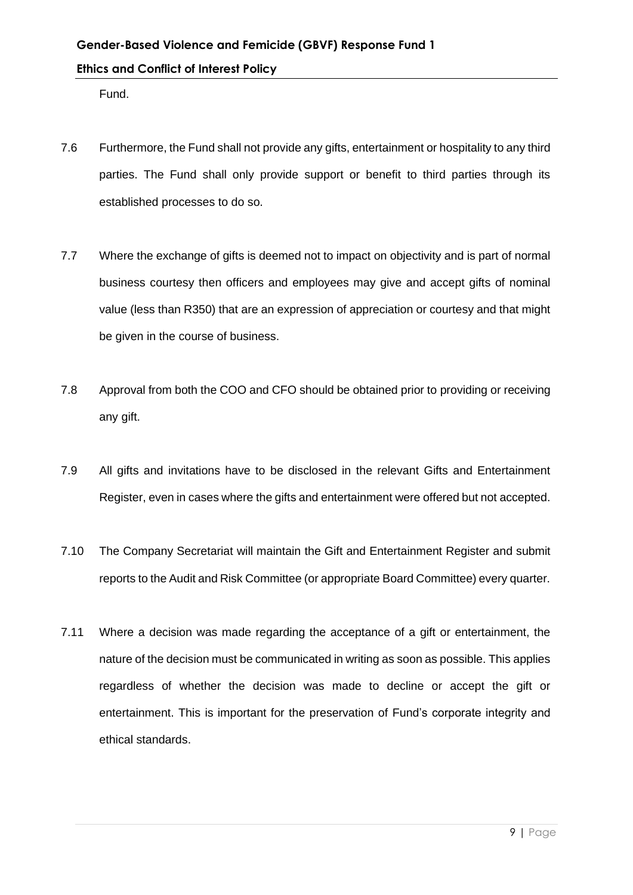Fund.

7.6 Furthermore, the Fund shall not provide any gifts, entertainment or hospitality to any third parties. The Fund shall only provide support or benefit to third parties through its established processes to do so.

7.7 Where the exchange of gifts is deemed not to impact on objectivity and is part of normal business courtesy then officers and employees may give and accept gifts of nominal value (less than R350) that are an expression of appreciation or courtesy and that might be given in the course of business.

7.8 Approval from both the COO and CFO should be obtained prior to providing or receiving any gift.

7.9 All gifts and invitations have to be disclosed in the relevant Gifts and Entertainment Register, even in cases where the gifts and entertainment were offered but not accepted.

7.10 The Company Secretariat will maintain the Gift and Entertainment Register and submit reports to the Audit and Risk Committee (or appropriate Board Committee) every quarter.

7.11 Where a decision was made regarding the acceptance of a gift or entertainment, the nature of the decision must be communicated in writing as soon as possible. This applies regardless of whether the decision was made to decline or accept the gift or entertainment. This is important for the preservation of Fund's corporate integrity and ethical standards.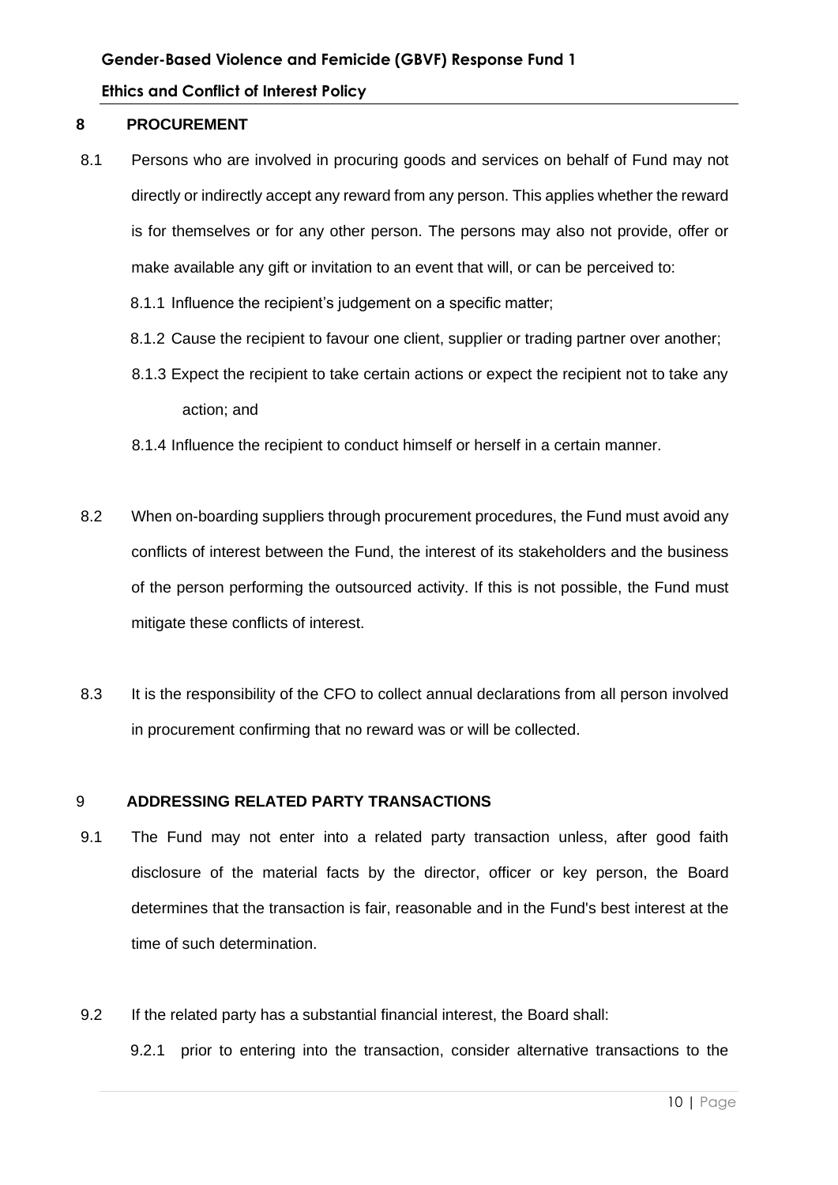## 8 PROCUREMENT

8.1 Persons who are involved in procuring goods and services on behalf of Fund may not directly or indirectly accept any reward from any person. This applies whether the reward is for themselves or for any other person. The persons may also not provide, offer or make available any gift or invitation to an event that will, or can be perceived to:

8.1.1 Influence the recipient's judgement on a specific matter;

8.1.2 Cause the recipient to favour one client, supplier or trading partner over another;

8.1.3 Expect the recipient to take certain actions or expect the recipient not to take any action; and

8.1.4 Influence the recipient to conduct himself or herself in a certain manner.

8.2 When on-boarding suppliers through procurement procedures, the Fund must avoid any conflicts of interest between the Fund, the interest of its stakeholders and the business of the person performing the outsourced activity. If this is not possible, the Fund must mitigate these conflicts of interest.

8.3 It is the responsibility of the CFO to collect annual declarations from all person involved in procurement confirming that no reward was or will be collected.

## 9 ADDRESSING RELATED PARTY TRANSACTIONS

9.1 The Fund may not enter into a related party transaction unless, after good faith disclosure of the material facts by the director, officer or key person, the Board determines that the transaction is fair, reasonable and in the Fund's best interest at the time of such determination.

9.2 If the related party has a substantial financial interest, the Board shall:

9.2.1 prior to entering into the transaction, consider alternative transactions to the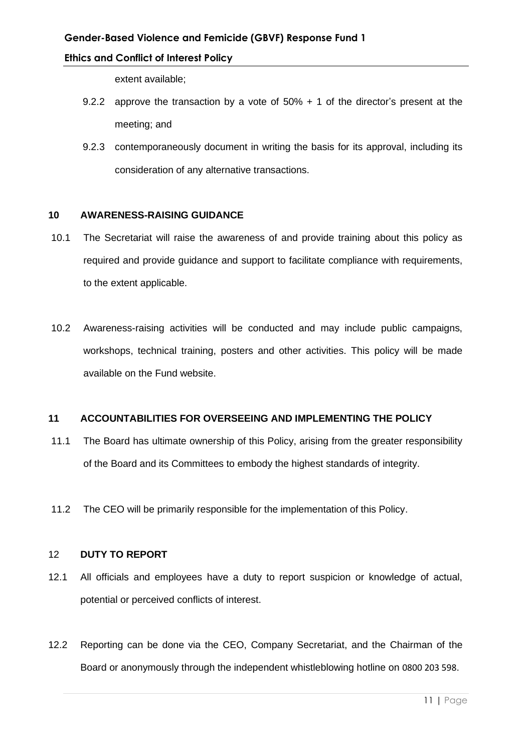extent available;

9.2.2 approve the transaction by a vote of 50% + 1 of the director's present at the meeting; and

9.2.3 contemporaneously document in writing the basis for its approval, including its consideration of any alternative transactions.

## 10 AWARENESS-RAISING GUIDANCE

10.1 The Secretariat will raise the awareness of and provide training about this policy as required and provide guidance and support to facilitate compliance with requirements, to the extent applicable.

10.2 Awareness-raising activities will be conducted and may include public campaigns, workshops, technical training, posters and other activities. This policy will be made available on the Fund website.

## 11 ACCOUNTABILITIES FOR OVERSEEING AND IMPLEMENTING THE POLICY

11.1 The Board has ultimate ownership of this Policy, arising from the greater responsibility of the Board and its Committees to embody the highest standards of integrity.

11.2 The CEO will be primarily responsible for the implementation of this Policy.

## 12 DUTY TO REPORT

12.1 All officials and employees have a duty to report suspicion or knowledge of actual, potential or perceived conflicts of interest.

12.2 Reporting can be done via the CEO, Company Secretariat, and the Chairman of the Board or anonymously through the independent whistleblowing hotline on 0800 203 598.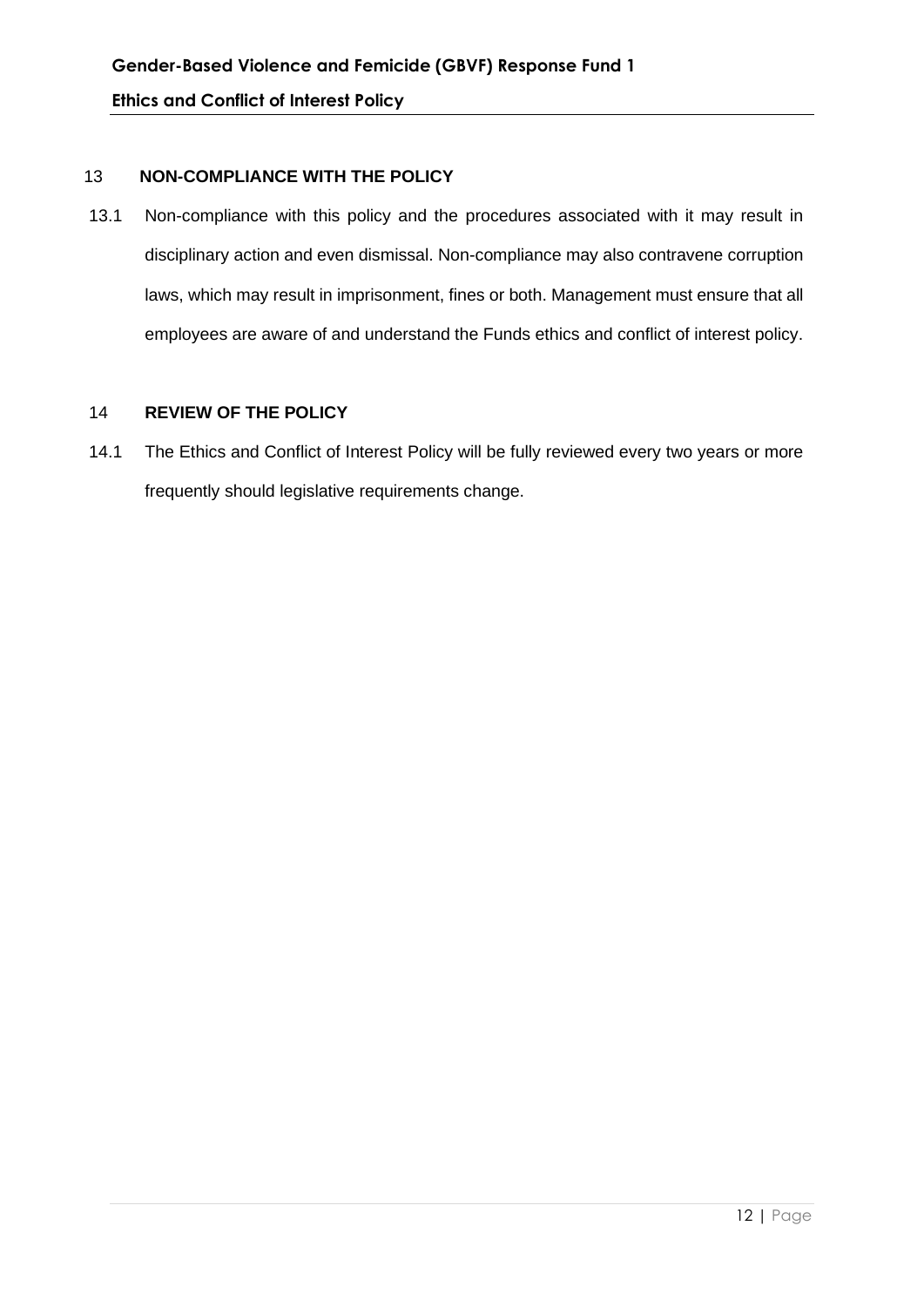## 13 NON-COMPLIANCE WITH THE POLICY

13.1 Non-compliance with this policy and the procedures associated with it may result in disciplinary action and even dismissal. Non-compliance may also contravene corruption laws, which may result in imprisonment, fines or both. Management must ensure that all employees are aware of and understand the Funds ethics and conflict of interest policy.

## 14 REVIEW OF THE POLICY

14.1 The Ethics and Conflict of Interest Policy will be fully reviewed every two years or more frequently should legislative requirements change.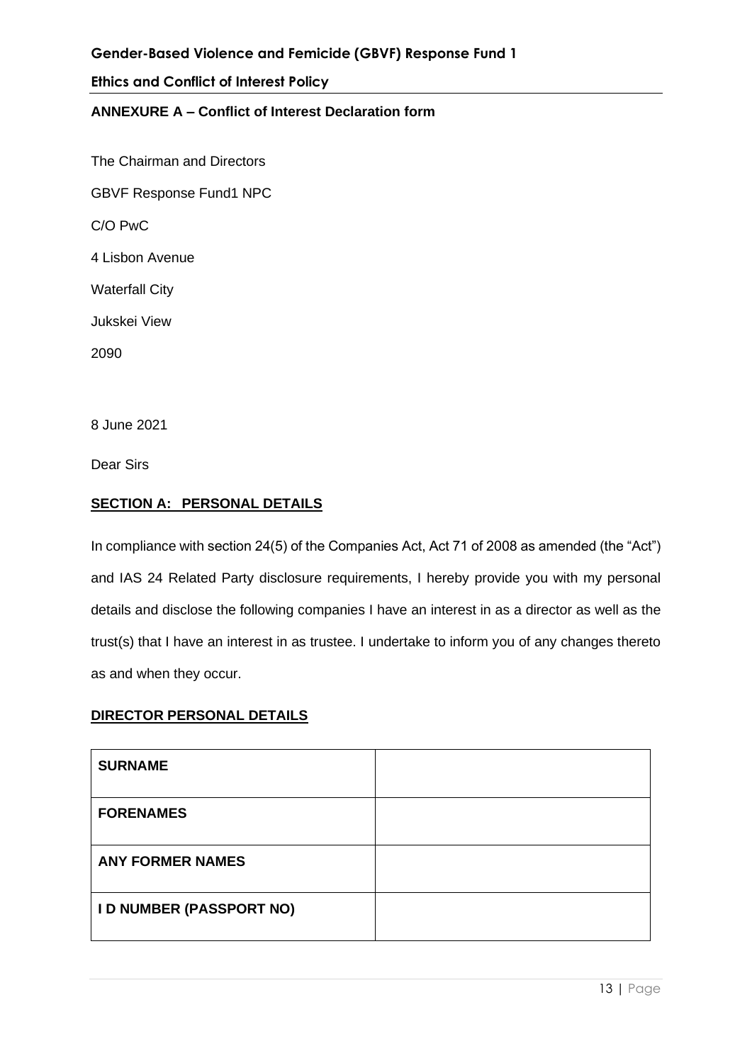## ANNEXURE A – Conflict of Interest Declaration form

The Chairman and Directors

GBVF Response Fund1 NPC

C/O PwC

4 Lisbon Avenue

Waterfall City

Jukskei View

2090

8 June 2021

Dear Sirs

### SECTION A: PERSONAL DETAILS

In compliance with section 24(5) of the Companies Act, Act 71 of 2008 as amended (the "Act") and IAS 24 Related Party disclosure requirements, I hereby provide you with my personal details and disclose the following companies I have an interest in as a director as well as the trust(s) that I have an interest in as trustee. I undertake to inform you of any changes thereto as and when they occur.

### DIRECTOR PERSONAL DETAILS

| | |
|---|---|
| **SURNAME** | |
| **FORENAMES** | |
| **ANY FORMER NAMES** | |
| **I D NUMBER (PASSPORT NO)** | |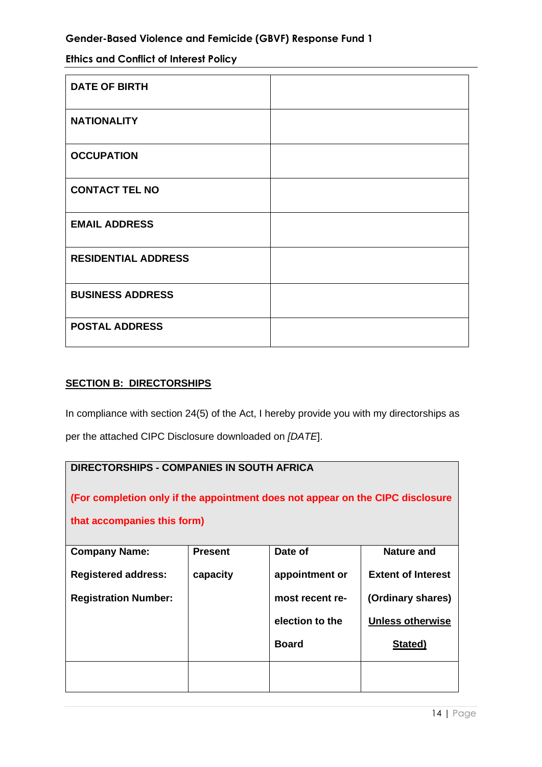| DATE OF BIRTH | |
|---|---|
| NATIONALITY | |
| OCCUPATION | |
| CONTACT TEL NO | |
| EMAIL ADDRESS | |
| RESIDENTIAL ADDRESS | |
| BUSINESS ADDRESS | |
| POSTAL ADDRESS | |

**SECTION B: DIRECTORSHIPS**

In compliance with section 24(5) of the Act, I hereby provide you with my directorships as per the attached CIPC Disclosure downloaded on *[DATE*].

| **DIRECTORSHIPS - COMPANIES IN SOUTH AFRICA** **(For completion only if the appointment does not appear on the CIPC disclosure that accompanies this form)** | | | |
|---|---|---|---|
| **Company Name:** **Registered address:** **Registration Number:** | **Present capacity** | **Date of appointment or most recent re-election to the Board** | **Nature and Extent of Interest (Ordinary shares) Unless otherwise Stated)** |
| | | | |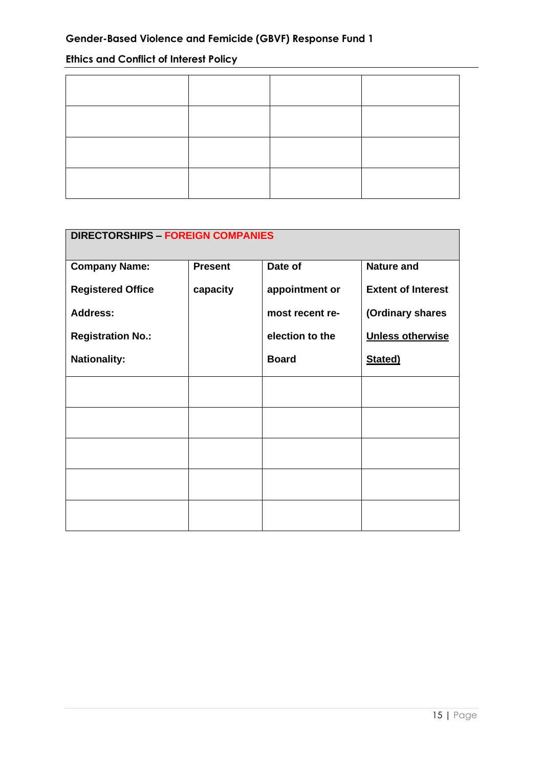|  |  |  |  |
|---|---|---|---|
|  |  |  |  |
|  |  |  |  |
|  |  |  |  |
|  |  |  |  |

| **DIRECTORSHIPS – FOREIGN COMPANIES** | | | |
|---|---|---|---|
| **Company Name:**<br>**Registered Office Address:**<br>**Registration No.:**<br>**Nationality:** | **Present capacity** | **Date of appointment or most recent re-election to the Board** | **Nature and Extent of Interest (Ordinary shares Unless otherwise Stated)** |
|  |  |  |  |
|  |  |  |  |
|  |  |  |  |
|  |  |  |  |
|  |  |  |  |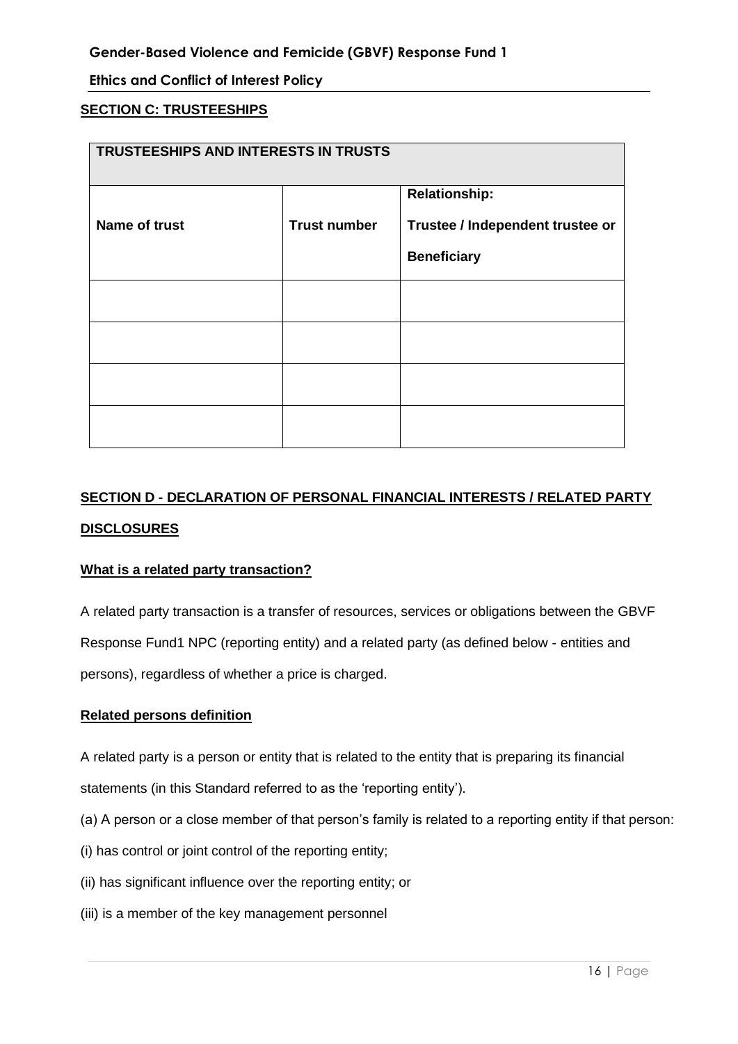## SECTION C: TRUSTEESHIPS

| TRUSTEESHIPS AND INTERESTS IN TRUSTS | | |
|---|---|---|
| **Name of trust** | **Trust number** | **Relationship: Trustee / Independent trustee or Beneficiary** |
| | | |
| | | |
| | | |
| | | |

## SECTION D - DECLARATION OF PERSONAL FINANCIAL INTERESTS / RELATED PARTY DISCLOSURES

### What is a related party transaction?

A related party transaction is a transfer of resources, services or obligations between the GBVF Response Fund1 NPC (reporting entity) and a related party (as defined below - entities and persons), regardless of whether a price is charged.

### Related persons definition

A related party is a person or entity that is related to the entity that is preparing its financial statements (in this Standard referred to as the 'reporting entity').

(a) A person or a close member of that person's family is related to a reporting entity if that person:

(i) has control or joint control of the reporting entity;

(ii) has significant influence over the reporting entity; or

(iii) is a member of the key management personnel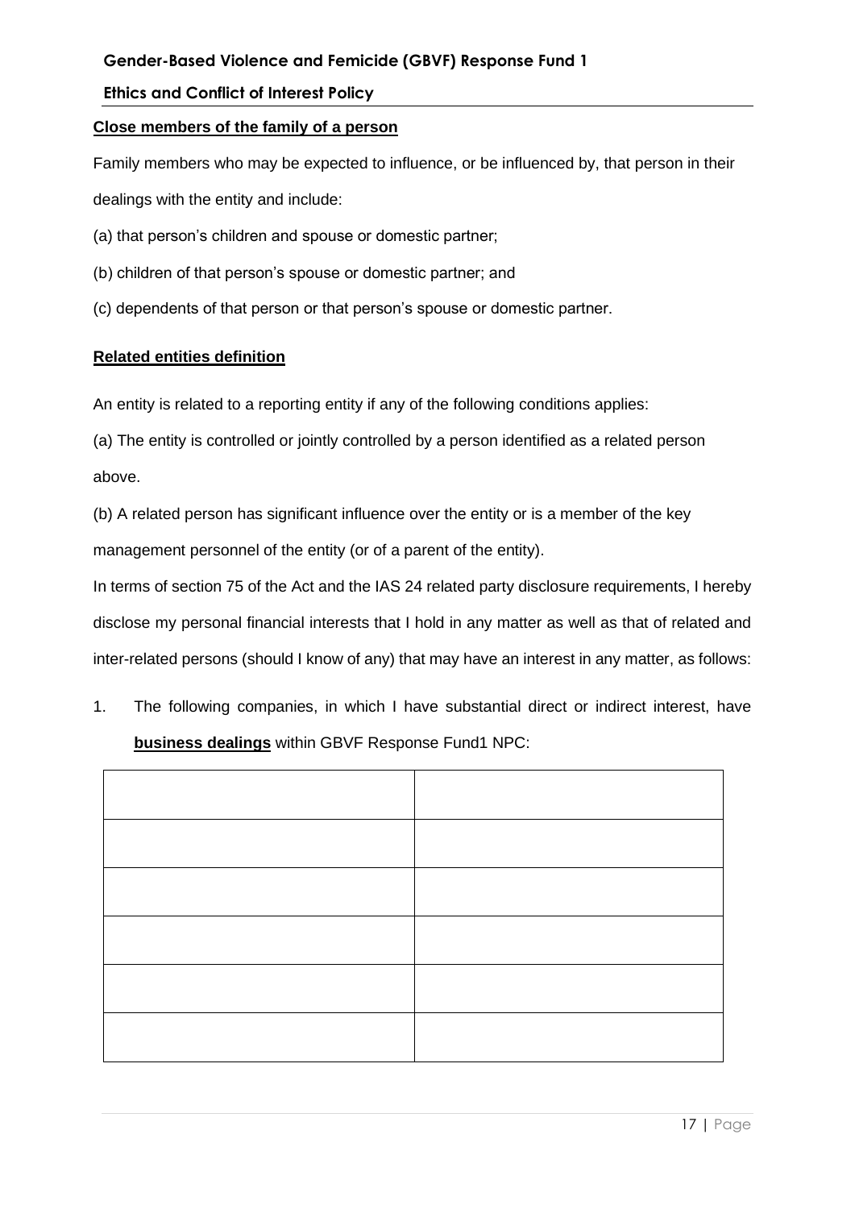**Close members of the family of a person**

Family members who may be expected to influence, or be influenced by, that person in their dealings with the entity and include:

(a) that person's children and spouse or domestic partner;

(b) children of that person's spouse or domestic partner; and

(c) dependents of that person or that person's spouse or domestic partner.

**Related entities definition**

An entity is related to a reporting entity if any of the following conditions applies:

(a) The entity is controlled or jointly controlled by a person identified as a related person above.

(b) A related person has significant influence over the entity or is a member of the key management personnel of the entity (or of a parent of the entity).

In terms of section 75 of the Act and the IAS 24 related party disclosure requirements, I hereby disclose my personal financial interests that I hold in any matter as well as that of related and inter-related persons (should I know of any) that may have an interest in any matter, as follows:

1. The following companies, in which I have substantial direct or indirect interest, have **business dealings** within GBVF Response Fund1 NPC:

| | |
|---|---|
| | |
| | |
| | |
| | |
| | |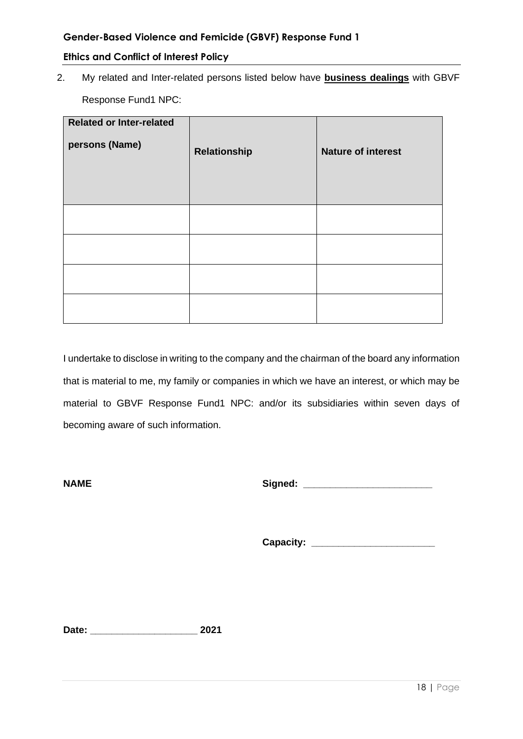2. My related and Inter-related persons listed below have **business dealings** with GBVF Response Fund1 NPC:

| Related or Inter-related persons (Name) | Relationship | Nature of interest |
|---|---|---|
| | | |
| | | |
| | | |
| | | |

I undertake to disclose in writing to the company and the chairman of the board any information that is material to me, my family or companies in which we have an interest, or which may be material to GBVF Response Fund1 NPC: and/or its subsidiaries within seven days of becoming aware of such information.

**NAME** **Signed: ________________________**

**Capacity: ______________________**

**Date: ____________________ 2021**